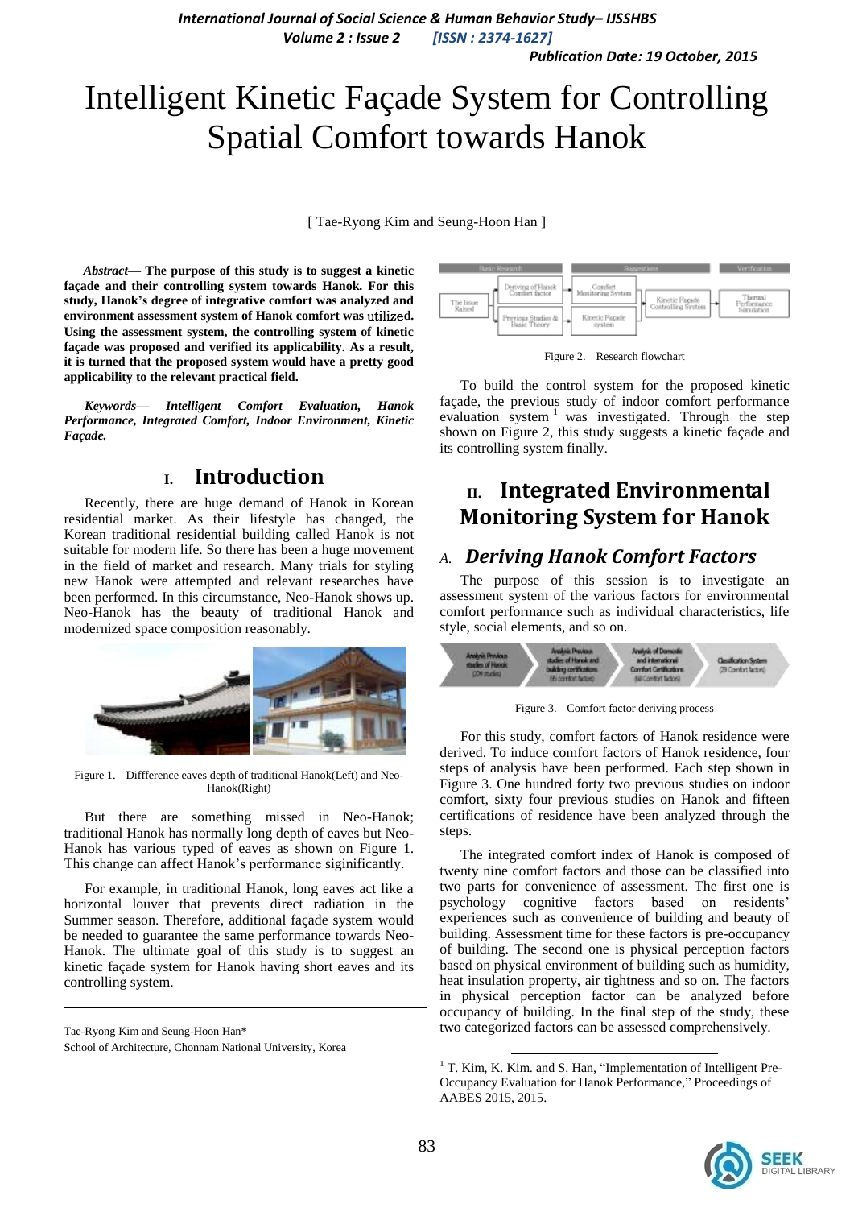# Intelligent Kinetic Façade System for Controlling Spatial Comfort towards Hanok

[ Tae-Ryong Kim and Seung-Hoon Han ]

***Abstract*— The purpose of this study is to suggest a kinetic façade and their controlling system towards Hanok. For this study, Hanok's degree of integrative comfort was analyzed and environment assessment system of Hanok comfort was utilized. Using the assessment system, the controlling system of kinetic façade was proposed and verified its applicability. As a result, it is turned that the proposed system would have a pretty good applicability to the relevant practical field.**

***Keywords*— Intelligent Comfort Evaluation, Hanok Performance, Integrated Comfort, Indoor Environment, Kinetic Façade.**

## I. Introduction

Recently, there are huge demand of Hanok in Korean residential market. As their lifestyle has changed, the Korean traditional residential building called Hanok is not suitable for modern life. So there has been a huge movement in the field of market and research. Many trials for styling new Hanok were attempted and relevant researches have been performed. In this circumstance, Neo-Hanok shows up. Neo-Hanok has the beauty of traditional Hanok and modernized space composition reasonably.

Figure 1. Diffference eaves depth of traditional Hanok(Left) and Neo-Hanok(Right)

But there are something missed in Neo-Hanok; traditional Hanok has normally long depth of eaves but Neo-Hanok has various typed of eaves as shown on Figure 1. This change can affect Hanok's performance siginificantly.

For example, in traditional Hanok, long eaves act like a horizontal louver that prevents direct radiation in the Summer season. Therefore, additional façade system would be needed to guarantee the same performance towards Neo-Hanok. The ultimate goal of this study is to suggest an kinetic façade system for Hanok having short eaves and its controlling system.

Tae-Ryong Kim and Seung-Hoon Han*

School of Architecture, Chonnam National University, Korea

Figure 2. Research flowchart

To build the control system for the proposed kinetic façade, the previous study of indoor comfort performance evaluation system [1] was investigated. Through the step shown on Figure 2, this study suggests a kinetic façade and its controlling system finally.

## II. Integrated Environmental Monitoring System for Hanok

### A. Deriving Hanok Comfort Factors

The purpose of this session is to investigate an assessment system of the various factors for environmental comfort performance such as individual characteristics, life style, social elements, and so on.

Figure 3. Comfort factor deriving process

For this study, comfort factors of Hanok residence were derived. To induce comfort factors of Hanok residence, four steps of analysis have been performed. Each step shown in Figure 3. One hundred forty two previous studies on indoor comfort, sixty four previous studies on Hanok and fifteen certifications of residence have been analyzed through the steps.

The integrated comfort index of Hanok is composed of twenty nine comfort factors and those can be classified into two parts for convenience of assessment. The first one is psychology cognitive factors based on residents' experiences such as convenience of building and beauty of building. Assessment time for these factors is pre-occupancy of building. The second one is physical perception factors based on physical environment of building such as humidity, heat insulation property, air tightness and so on. The factors in physical perception factor can be analyzed before occupancy of building. In the final step of the study, these two categorized factors can be assessed comprehensively.

[1] T. Kim, K. Kim. and S. Han, "Implementation of Intelligent Pre-Occupancy Evaluation for Hanok Performance," Proceedings of AABES 2015, 2015.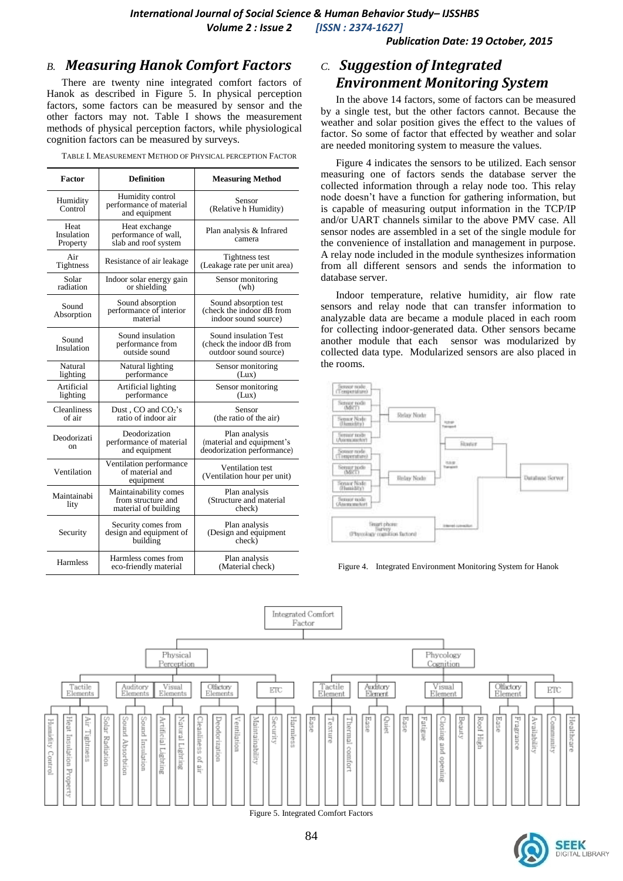### B. *Measuring Hanok Comfort Factors*

There are twenty nine integrated comfort factors of Hanok as described in Figure 5. In physical perception factors, some factors can be measured by sensor and the other factors may not. Table I shows the measurement methods of physical perception factors, while physiological cognition factors can be measured by surveys.

TABLE I. MEASUREMENT METHOD OF PHYSICAL PERCEPTION FACTOR

| Factor | Definition | Measuring Method |
|---|---|---|
| Humidity Control | Humidity control performance of material and equipment | Sensor (Relative h Humidity) |
| Heat Insulation Property | Heat exchange performance of wall, slab and roof system | Plan analysis & Infrared camera |
| Air Tightness | Resistance of air leakage | Tightness test (Leakage rate per unit area) |
| Solar radiation | Indoor solar energy gain or shielding | Sensor monitoring (wh) |
| Sound Absorption | Sound absorption performance of interior material | Sound absorption test (check the indoor dB from indoor sound source) |
| Sound Insulation | Sound insulation performance from outside sound | Sound insulation Test (check the indoor dB from outdoor sound source) |
| Natural lighting | Natural lighting performance | Sensor monitoring (Lux) |
| Artificial lighting | Artificial lighting performance | Sensor monitoring (Lux) |
| Cleanliness of air | Dust , CO and $CO_2$'s ratio of indoor air | Sensor (the ratio of the air) |
| Deodorization | Deodorization performance of material and equipment | Plan analysis (material and equipment's deodorization performance) |
| Ventilation | Ventilation performance of material and equipment | Ventilation test (Ventilation hour per unit) |
| Maintainability | Maintainability comes from structure and material of building | Plan analysis (Structure and material check) |
| Security | Security comes from design and equipment of building | Plan analysis (Design and equipment check) |
| Harmless | Harmless comes from eco-friendly material | Plan analysis (Material check) |

### C. *Suggestion of Integrated Environment Monitoring System*

In the above 14 factors, some of factors can be measured by a single test, but the other factors cannot. Because the weather and solar position gives the effect to the values of factor. So some of factor that effected by weather and solar are needed monitoring system to measure the values.

Figure 4 indicates the sensors to be utilized. Each sensor measuring one of factors sends the database server the collected information through a relay node too. This relay node doesn't have a function for gathering information, but is capable of measuring output information in the TCP/IP and/or UART channels similar to the above PMV case. All sensor nodes are assembled in a set of the single module for the convenience of installation and management in purpose. A relay node included in the module synthesizes information from all different sensors and sends the information to database server.

Indoor temperature, relative humidity, air flow rate sensors and relay node that can transfer information to analyzable data are became a module placed in each room for collecting indoor-generated data. Other sensors became another module that each sensor was modularized by collected data type. Modularized sensors are also placed in the rooms.

Figure 4. Integrated Environment Monitoring System for Hanok

Figure 5. Integrated Comfort Factors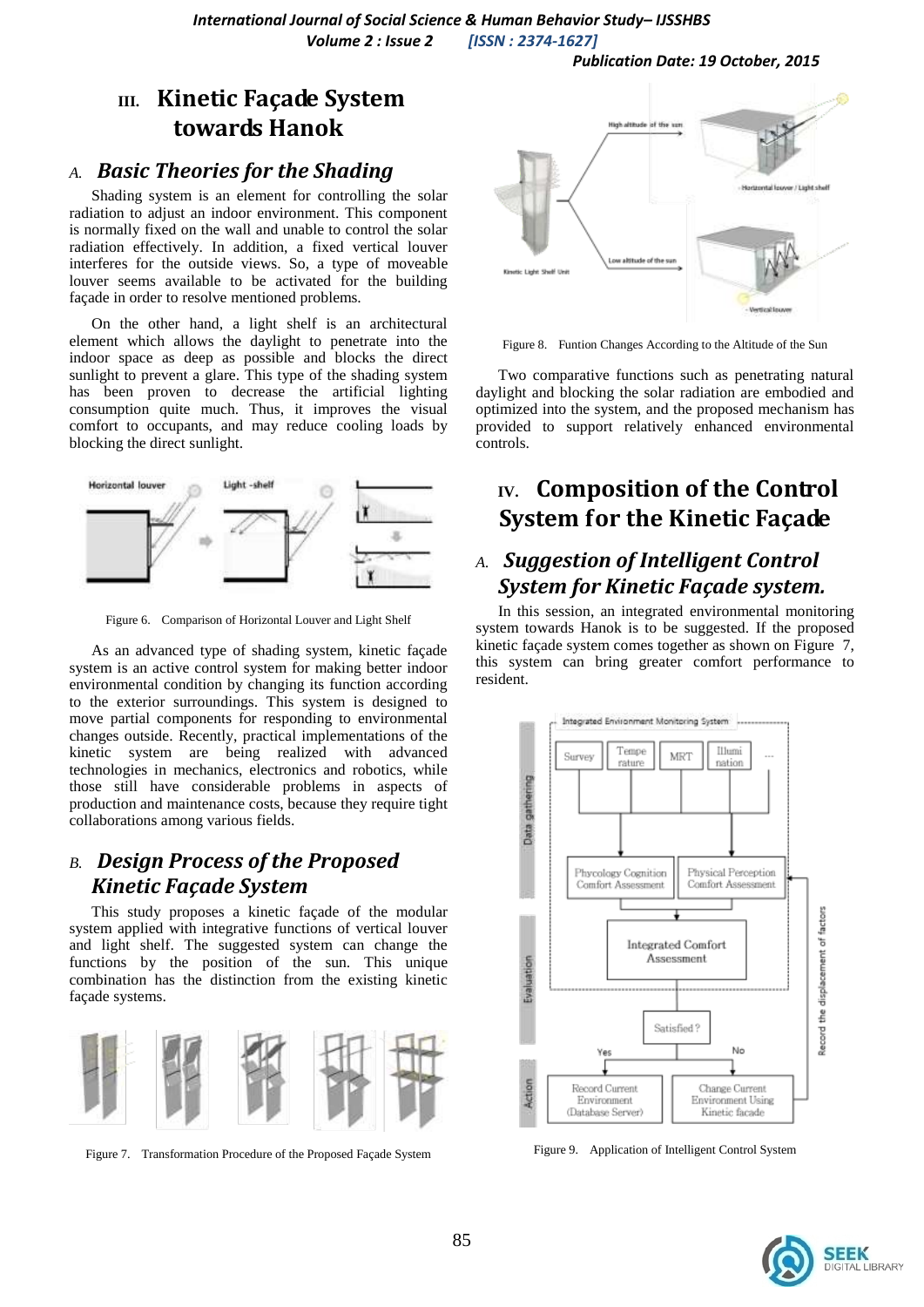## III. Kinetic Façade System towards Hanok

### *A. Basic Theories for the Shading*

Shading system is an element for controlling the solar radiation to adjust an indoor environment. This component is normally fixed on the wall and unable to control the solar radiation effectively. In addition, a fixed vertical louver interferes for the outside views. So, a type of moveable louver seems available to be activated for the building façade in order to resolve mentioned problems.

On the other hand, a light shelf is an architectural element which allows the daylight to penetrate into the indoor space as deep as possible and blocks the direct sunlight to prevent a glare. This type of the shading system has been proven to decrease the artificial lighting consumption quite much. Thus, it improves the visual comfort to occupants, and may reduce cooling loads by blocking the direct sunlight.

Figure 6. Comparison of Horizontal Louver and Light Shelf

As an advanced type of shading system, kinetic façade system is an active control system for making better indoor environmental condition by changing its function according to the exterior surroundings. This system is designed to move partial components for responding to environmental changes outside. Recently, practical implementations of the kinetic system are being realized with advanced technologies in mechanics, electronics and robotics, while those still have considerable problems in aspects of production and maintenance costs, because they require tight collaborations among various fields.

### *B. Design Process of the Proposed Kinetic Façade System*

This study proposes a kinetic façade of the modular system applied with integrative functions of vertical louver and light shelf. The suggested system can change the functions by the position of the sun. This unique combination has the distinction from the existing kinetic façade systems.

Figure 7. Transformation Procedure of the Proposed Façade System

Figure 8. Funtion Changes According to the Altitude of the Sun

Two comparative functions such as penetrating natural daylight and blocking the solar radiation are embodied and optimized into the system, and the proposed mechanism has provided to support relatively enhanced environmental controls.

## IV. Composition of the Control System for the Kinetic Façade

### *A. Suggestion of Intelligent Control System for Kinetic Façade system.*

In this session, an integrated environmental monitoring system towards Hanok is to be suggested. If the proposed kinetic façade system comes together as shown on Figure 7, this system can bring greater comfort performance to resident.

Figure 9. Application of Intelligent Control System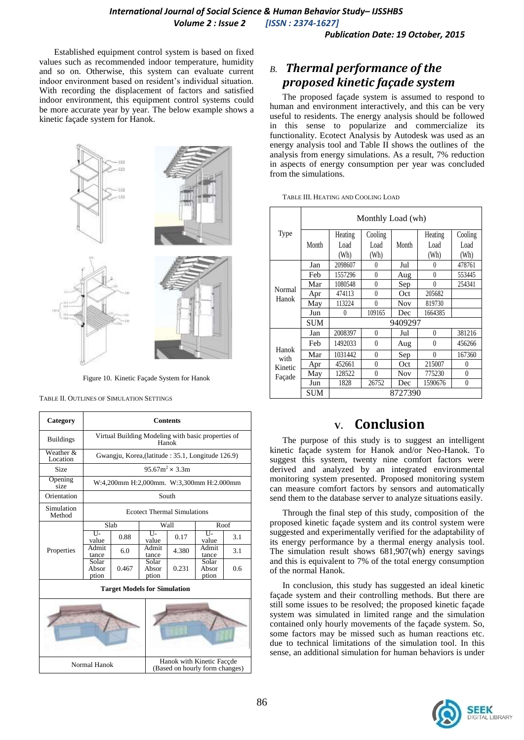Established equipment control system is based on fixed values such as recommended indoor temperature, humidity and so on. Otherwise, this system can evaluate current indoor environment based on resident's individual situation. With recording the displacement of factors and satisfied indoor environment, this equipment control systems could be more accurate year by year. The below example shows a kinetic façade system for Hanok.

Figure 10. Kinetic Façade System for Hanok

TABLE II. OUTLINES OF SIMULATION SETTINGS

| Category | Contents | | | | | |
|---|---|---|---|---|---|---|
| Buildings | Virtual Building Modeling with basic properties of Hanok | | | | | |
| Weather & Location | Gwangju, Korea,(latitude : 35.1, Longitude 126.9) | | | | | |
| Size | $95.67m^2 \times 3.3m$ | | | | | |
| Opening size | W:4,200mm H:2,000mm. W:3,300mm H:2.000mm | | | | | |
| Orientation | South | | | | | |
| Simulation Method | Ecotect Thermal Simulations | | | | | |
| Properties | Slab | | Wall | | Roof | |
| | U-value | 0.88 | U-value | 0.17 | U-value | 3.1 |
| | Admittance | 6.0 | Admittance | 4.380 | Admittance | 3.1 |
| | Solar Absorption | 0.467 | Solar Absorption | 0.231 | Solar Absorption | 0.6 |
| Target Models for Simulation | | | | | | |
| Normal Hanok | | | Hanok with Kinetic Faççde (Based on hourly form changes) | | | |

## B. *Thermal performance of the proposed kinetic façade system*

The proposed façade system is assumed to respond to human and environment interactively, and this can be very useful to residents. The energy analysis should be followed in this sense to popularize and commercialize its functionality. Ecotect Analysis by Autodesk was used as an energy analysis tool and Table II shows the outlines of the analysis from energy simulations. As a result, 7% reduction in aspects of energy consumption per year was concluded from the simulations.

TABLE III. HEATING AND COOLING LOAD

| Type | Monthly Load (wh) | | | | | |
|---|---|---|---|---|---|---|
| | Month | Heating Load (Wh) | Cooling Load (Wh) | Month | Heating Load (Wh) | Cooling Load (Wh) |
| Normal Hanok | Jan | 2098607 | 0 | Jul | 0 | 478761 |
| | Feb | 1557296 | 0 | Aug | 0 | 553445 |
| | Mar | 1080548 | 0 | Sep | 0 | 254341 |
| | Apr | 474113 | 0 | Oct | 205682 | |
| | May | 113224 | 0 | Nov | 819730 | |
| | Jun | 0 | 109165 | Dec | 1664385 | |
| | SUM | 9409297 | | | | |
| Hanok with Kinetic Façade | Jan | 2008397 | 0 | Jul | 0 | 381216 |
| | Feb | 1492033 | 0 | Aug | 0 | 456266 |
| | Mar | 1031442 | 0 | Sep | 0 | 167360 |
| | Apr | 452661 | 0 | Oct | 215007 | 0 |
| | May | 128522 | 0 | Nov | 775230 | 0 |
| | Jun | 1828 | 26752 | Dec | 1590676 | 0 |
| | SUM | 8727390 | | | | |

# V. Conclusion

The purpose of this study is to suggest an intelligent kinetic façade system for Hanok and/or Neo-Hanok. To suggest this system, twenty nine comfort factors were derived and analyzed by an integrated environmental monitoring system presented. Proposed monitoring system can measure comfort factors by sensors and automatically send them to the database server to analyze situations easily.

Through the final step of this study, composition of the proposed kinetic façade system and its control system were suggested and experimentally verified for the adaptability of its energy performance by a thermal energy analysis tool. The simulation result shows 681,907(wh) energy savings and this is equivalent to 7% of the total energy consumption of the normal Hanok.

In conclusion, this study has suggested an ideal kinetic façade system and their controlling methods. But there are still some issues to be resolved; the proposed kinetic façade system was simulated in limited range and the simulation contained only hourly movements of the façade system. So, some factors may be missed such as human reactions etc. due to technical limitations of the simulation tool. In this sense, an additional simulation for human behaviors is under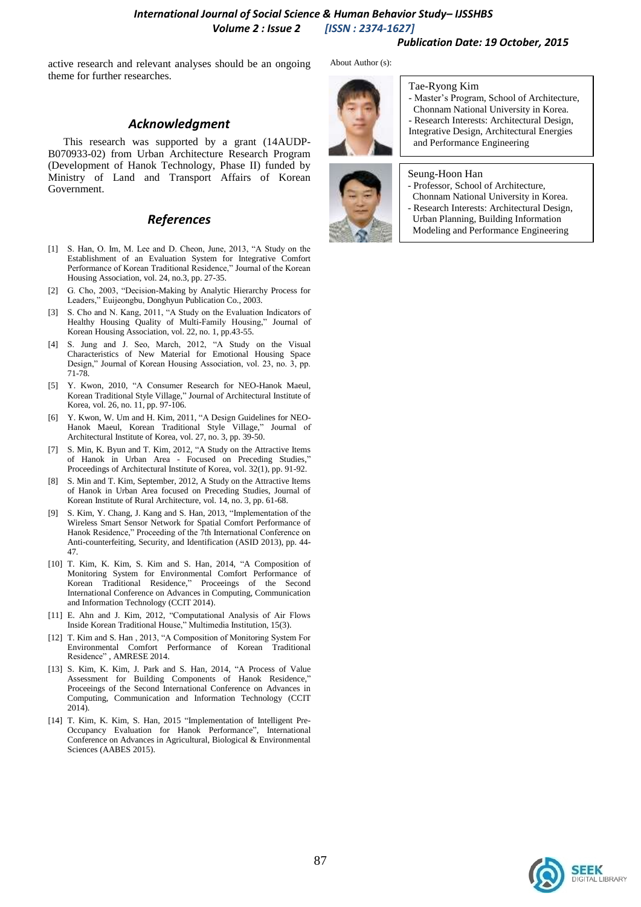active research and relevant analyses should be an ongoing theme for further researches.

## Acknowledgment

This research was supported by a grant (14AUDP-B070933-02) from Urban Architecture Research Program (Development of Hanok Technology, Phase II) funded by Ministry of Land and Transport Affairs of Korean Government.

## References

[1] S. Han, O. Im, M. Lee and D. Cheon, June, 2013, "A Study on the Establishment of an Evaluation System for Integrative Comfort Performance of Korean Traditional Residence," Journal of the Korean Housing Association, vol. 24, no.3, pp. 27-35.

[2] G. Cho, 2003, "Decision-Making by Analytic Hierarchy Process for Leaders," Euijeongbu, Donghyun Publication Co., 2003.

[3] S. Cho and N. Kang, 2011, "A Study on the Evaluation Indicators of Healthy Housing Quality of Multi-Family Housing," Journal of Korean Housing Association, vol. 22, no. 1, pp.43-55.

[4] S. Jung and J. Seo, March, 2012, "A Study on the Visual Characteristics of New Material for Emotional Housing Space Design," Journal of Korean Housing Association, vol. 23, no. 3, pp. 71-78.

[5] Y. Kwon, 2010, "A Consumer Research for NEO-Hanok Maeul, Korean Traditional Style Village," Journal of Architectural Institute of Korea, vol. 26, no. 11, pp. 97-106.

[6] Y. Kwon, W. Um and H. Kim, 2011, "A Design Guidelines for NEO-Hanok Maeul, Korean Traditional Style Village," Journal of Architectural Institute of Korea, vol. 27, no. 3, pp. 39-50.

[7] S. Min, K. Byun and T. Kim, 2012, "A Study on the Attractive Items of Hanok in Urban Area - Focused on Preceding Studies," Proceedings of Architectural Institute of Korea, vol. 32(1), pp. 91-92.

[8] S. Min and T. Kim, September, 2012, A Study on the Attractive Items of Hanok in Urban Area focused on Preceding Studies, Journal of Korean Institute of Rural Architecture, vol. 14, no. 3, pp. 61-68.

[9] S. Kim, Y. Chang, J. Kang and S. Han, 2013, "Implementation of the Wireless Smart Sensor Network for Spatial Comfort Performance of Hanok Residence," Proceeding of the 7th International Conference on Anti-counterfeiting, Security, and Identification (ASID 2013), pp. 44-47.

[10] T. Kim, K. Kim, S. Kim and S. Han, 2014, "A Composition of Monitoring System for Environmental Comfort Performance of Korean Traditional Residence," Proceeings of the Second International Conference on Advances in Computing, Communication and Information Technology (CCIT 2014).

[11] E. Ahn and J. Kim, 2012, "Computational Analysis of Air Flows Inside Korean Traditional House," Multimedia Institution, 15(3).

[12] T. Kim and S. Han , 2013, "A Composition of Monitoring System For Environmental Comfort Performance of Korean Traditional Residence" , AMRESE 2014.

[13] S. Kim, K. Kim, J. Park and S. Han, 2014, "A Process of Value Assessment for Building Components of Hanok Residence," Proceeings of the Second International Conference on Advances in Computing, Communication and Information Technology (CCIT 2014).

[14] T. Kim, K. Kim, S. Han, 2015 "Implementation of Intelligent Pre-Occupancy Evaluation for Hanok Performance", International Conference on Advances in Agricultural, Biological & Environmental Sciences (AABES 2015).

About Author (s):

Tae-Ryong Kim
- Master's Program, School of Architecture, Chonnam National University in Korea.
- Research Interests: Architectural Design, Integrative Design, Architectural Energies and Performance Engineering

Seung-Hoon Han
- Professor, School of Architecture, Chonnam National University in Korea.
- Research Interests: Architectural Design, Urban Planning, Building Information Modeling and Performance Engineering